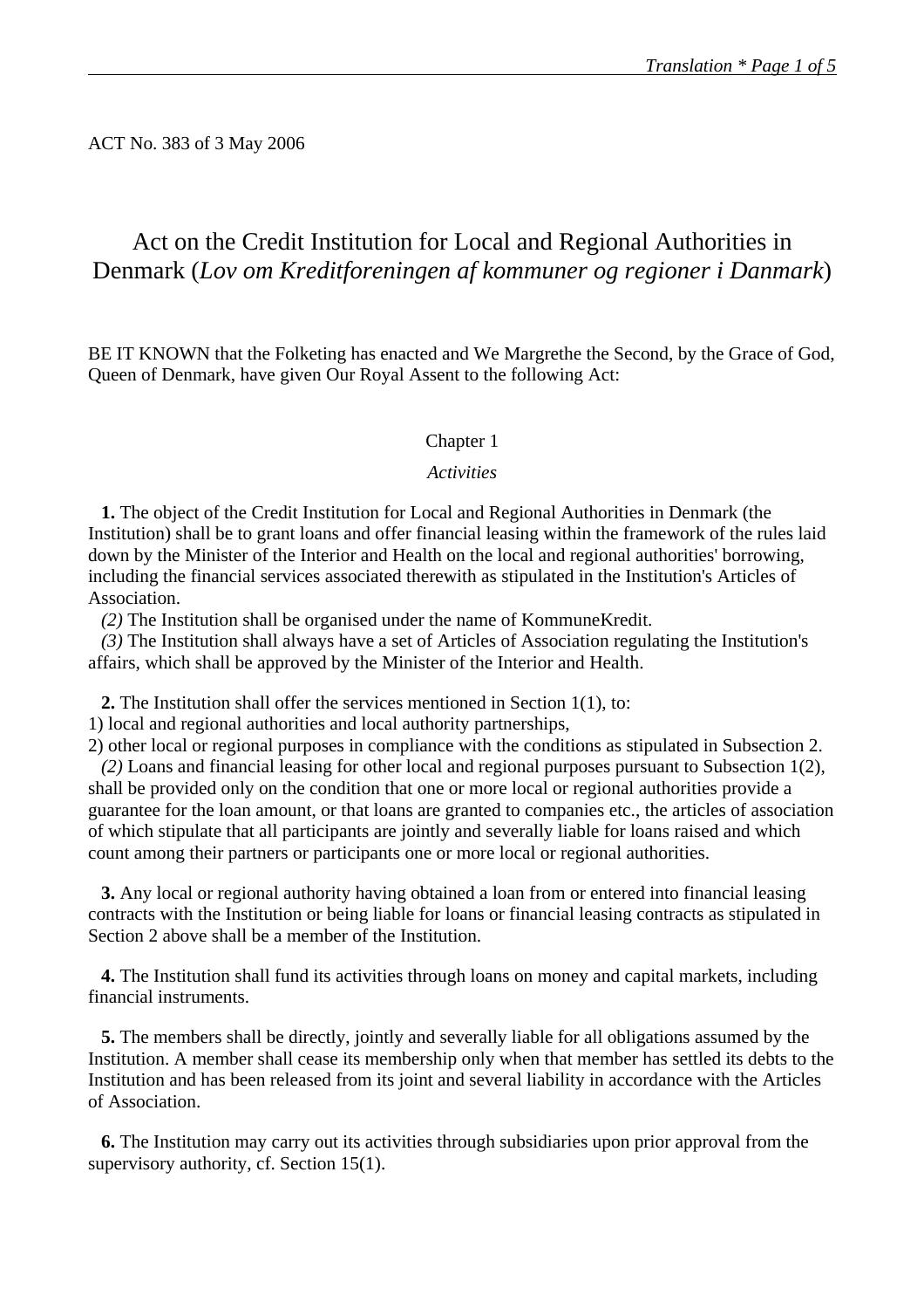ACT No. 383 of 3 May 2006

# Act on the Credit Institution for Local and Regional Authorities in Denmark (*Lov om Kreditforeningen af kommuner og regioner i Danmark*)

BE IT KNOWN that the Folketing has enacted and We Margrethe the Second, by the Grace of God, Queen of Denmark, have given Our Royal Assent to the following Act:

## Chapter 1

### *Activities*

**1.** The object of the Credit Institution for Local and Regional Authorities in Denmark (the Institution) shall be to grant loans and offer financial leasing within the framework of the rules laid down by the Minister of the Interior and Health on the local and regional authorities' borrowing, including the financial services associated therewith as stipulated in the Institution's Articles of Association.

*(2)* The Institution shall be organised under the name of KommuneKredit.

*(3)* The Institution shall always have a set of Articles of Association regulating the Institution's affairs, which shall be approved by the Minister of the Interior and Health.

**2.** The Institution shall offer the services mentioned in Section 1(1), to:

1) local and regional authorities and local authority partnerships,

2) other local or regional purposes in compliance with the conditions as stipulated in Subsection 2.

*(2)* Loans and financial leasing for other local and regional purposes pursuant to Subsection 1(2), shall be provided only on the condition that one or more local or regional authorities provide a guarantee for the loan amount, or that loans are granted to companies etc., the articles of association of which stipulate that all participants are jointly and severally liable for loans raised and which count among their partners or participants one or more local or regional authorities.

**3.** Any local or regional authority having obtained a loan from or entered into financial leasing contracts with the Institution or being liable for loans or financial leasing contracts as stipulated in Section 2 above shall be a member of the Institution.

**4.** The Institution shall fund its activities through loans on money and capital markets, including financial instruments.

**5.** The members shall be directly, jointly and severally liable for all obligations assumed by the Institution. A member shall cease its membership only when that member has settled its debts to the Institution and has been released from its joint and several liability in accordance with the Articles of Association.

**6.** The Institution may carry out its activities through subsidiaries upon prior approval from the supervisory authority, cf. Section 15(1).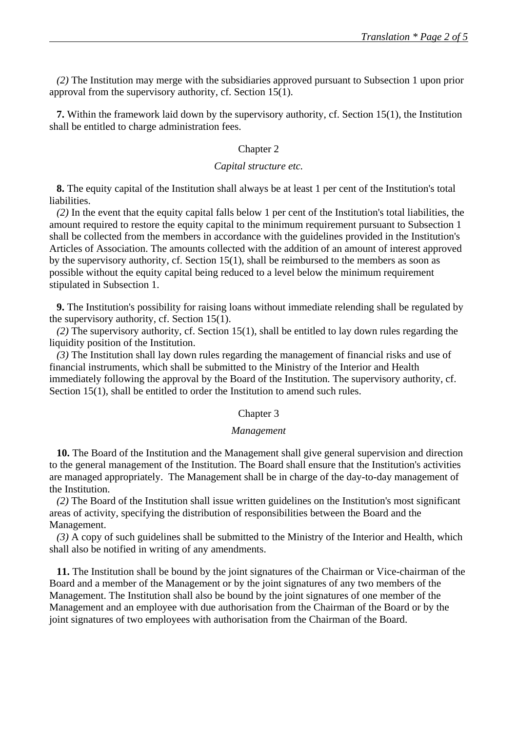*(2)* The Institution may merge with the subsidiaries approved pursuant to Subsection 1 upon prior approval from the supervisory authority, cf. Section 15(1).

**7.** Within the framework laid down by the supervisory authority, cf. Section 15(1), the Institution shall be entitled to charge administration fees.

## Chapter 2

### *Capital structure etc.*

**8.** The equity capital of the Institution shall always be at least 1 per cent of the Institution's total liabilities.

*(2)* In the event that the equity capital falls below 1 per cent of the Institution's total liabilities, the amount required to restore the equity capital to the minimum requirement pursuant to Subsection 1 shall be collected from the members in accordance with the guidelines provided in the Institution's Articles of Association. The amounts collected with the addition of an amount of interest approved by the supervisory authority, cf. Section 15(1), shall be reimbursed to the members as soon as possible without the equity capital being reduced to a level below the minimum requirement stipulated in Subsection 1.

**9.** The Institution's possibility for raising loans without immediate relending shall be regulated by the supervisory authority, cf. Section 15(1).

*(2)* The supervisory authority, cf. Section 15(1), shall be entitled to lay down rules regarding the liquidity position of the Institution.

*(3)* The Institution shall lay down rules regarding the management of financial risks and use of financial instruments, which shall be submitted to the Ministry of the Interior and Health immediately following the approval by the Board of the Institution. The supervisory authority, cf. Section 15(1), shall be entitled to order the Institution to amend such rules.

## Chapter 3

### *Management*

**10.** The Board of the Institution and the Management shall give general supervision and direction to the general management of the Institution. The Board shall ensure that the Institution's activities are managed appropriately. The Management shall be in charge of the day-to-day management of the Institution.

*(2)* The Board of the Institution shall issue written guidelines on the Institution's most significant areas of activity, specifying the distribution of responsibilities between the Board and the Management.

*(3)* A copy of such guidelines shall be submitted to the Ministry of the Interior and Health, which shall also be notified in writing of any amendments.

**11.** The Institution shall be bound by the joint signatures of the Chairman or Vice-chairman of the Board and a member of the Management or by the joint signatures of any two members of the Management. The Institution shall also be bound by the joint signatures of one member of the Management and an employee with due authorisation from the Chairman of the Board or by the joint signatures of two employees with authorisation from the Chairman of the Board.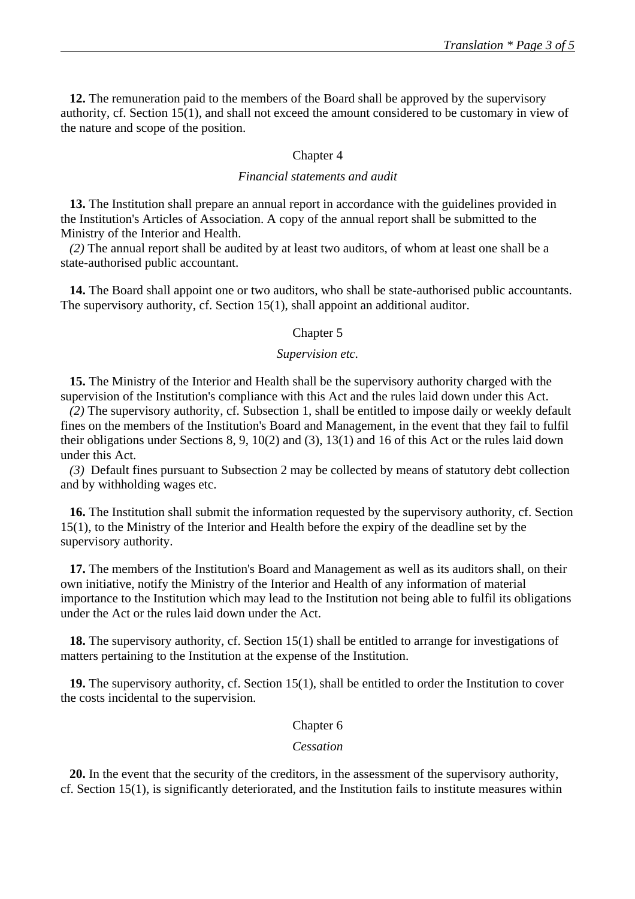**12.** The remuneration paid to the members of the Board shall be approved by the supervisory authority, cf. Section 15(1), and shall not exceed the amount considered to be customary in view of the nature and scope of the position.

## Chapter 4

*Financial statements and audit*

**13.** The Institution shall prepare an annual report in accordance with the guidelines provided in the Institution's Articles of Association. A copy of the annual report shall be submitted to the Ministry of the Interior and Health.

*(2)* The annual report shall be audited by at least two auditors, of whom at least one shall be a state-authorised public accountant.

**14.** The Board shall appoint one or two auditors, who shall be state-authorised public accountants. The supervisory authority, cf. Section 15(1), shall appoint an additional auditor.

## Chapter 5

*Supervision etc.*

**15.** The Ministry of the Interior and Health shall be the supervisory authority charged with the supervision of the Institution's compliance with this Act and the rules laid down under this Act.

*(2)* The supervisory authority, cf. Subsection 1, shall be entitled to impose daily or weekly default fines on the members of the Institution's Board and Management, in the event that they fail to fulfil their obligations under Sections 8, 9, 10(2) and (3), 13(1) and 16 of this Act or the rules laid down under this Act.

*(3)* Default fines pursuant to Subsection 2 may be collected by means of statutory debt collection and by withholding wages etc.

**16.** The Institution shall submit the information requested by the supervisory authority, cf. Section 15(1), to the Ministry of the Interior and Health before the expiry of the deadline set by the supervisory authority.

**17.** The members of the Institution's Board and Management as well as its auditors shall, on their own initiative, notify the Ministry of the Interior and Health of any information of material importance to the Institution which may lead to the Institution not being able to fulfil its obligations under the Act or the rules laid down under the Act.

**18.** The supervisory authority, cf. Section 15(1) shall be entitled to arrange for investigations of matters pertaining to the Institution at the expense of the Institution.

**19.** The supervisory authority, cf. Section 15(1), shall be entitled to order the Institution to cover the costs incidental to the supervision.

## Chapter 6

*Cessation*

**20.** In the event that the security of the creditors, in the assessment of the supervisory authority, cf. Section 15(1), is significantly deteriorated, and the Institution fails to institute measures within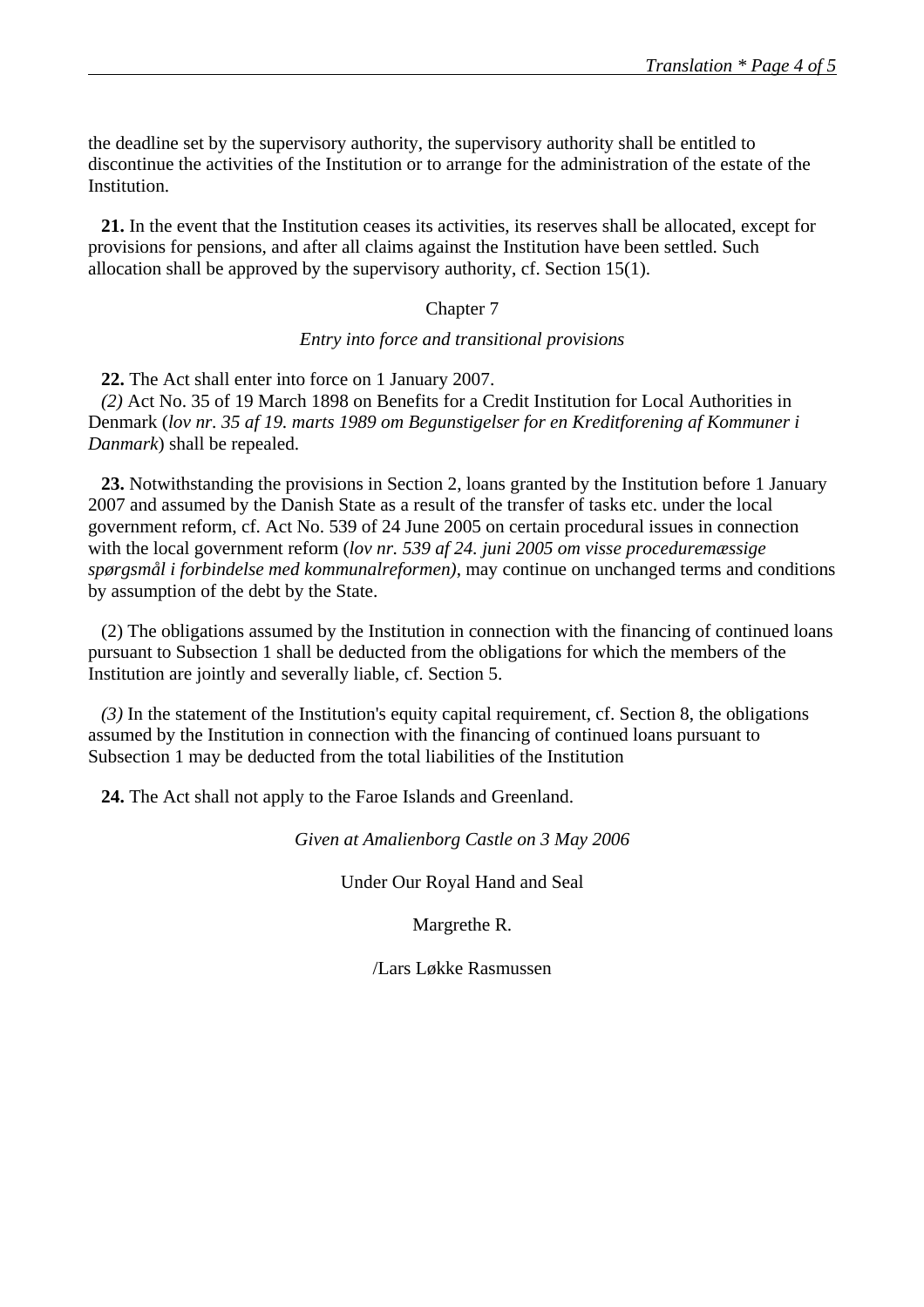the deadline set by the supervisory authority, the supervisory authority shall be entitled to discontinue the activities of the Institution or to arrange for the administration of the estate of the Institution.

**21.** In the event that the Institution ceases its activities, its reserves shall be allocated, except for provisions for pensions, and after all claims against the Institution have been settled. Such allocation shall be approved by the supervisory authority, cf. Section 15(1).

## Chapter 7

*Entry into force and transitional provisions*

**22.** The Act shall enter into force on 1 January 2007.
*(2)* Act No. 35 of 19 March 1898 on Benefits for a Credit Institution for Local Authorities in Denmark (*lov nr. 35 af 19. marts 1989 om Begunstigelser for en Kreditforening af Kommuner i Danmark*) shall be repealed.

**23.** Notwithstanding the provisions in Section 2, loans granted by the Institution before 1 January 2007 and assumed by the Danish State as a result of the transfer of tasks etc. under the local government reform, cf. Act No. 539 of 24 June 2005 on certain procedural issues in connection with the local government reform (*lov nr. 539 af 24. juni 2005 om visse proceduremæssige spørgsmål i forbindelse med kommunalreformen)*, may continue on unchanged terms and conditions by assumption of the debt by the State.

(2) The obligations assumed by the Institution in connection with the financing of continued loans pursuant to Subsection 1 shall be deducted from the obligations for which the members of the Institution are jointly and severally liable, cf. Section 5.

*(3)* In the statement of the Institution's equity capital requirement, cf. Section 8, the obligations assumed by the Institution in connection with the financing of continued loans pursuant to Subsection 1 may be deducted from the total liabilities of the Institution

**24.** The Act shall not apply to the Faroe Islands and Greenland.

*Given at Amalienborg Castle on 3 May 2006*

Under Our Royal Hand and Seal

Margrethe R.

/Lars Løkke Rasmussen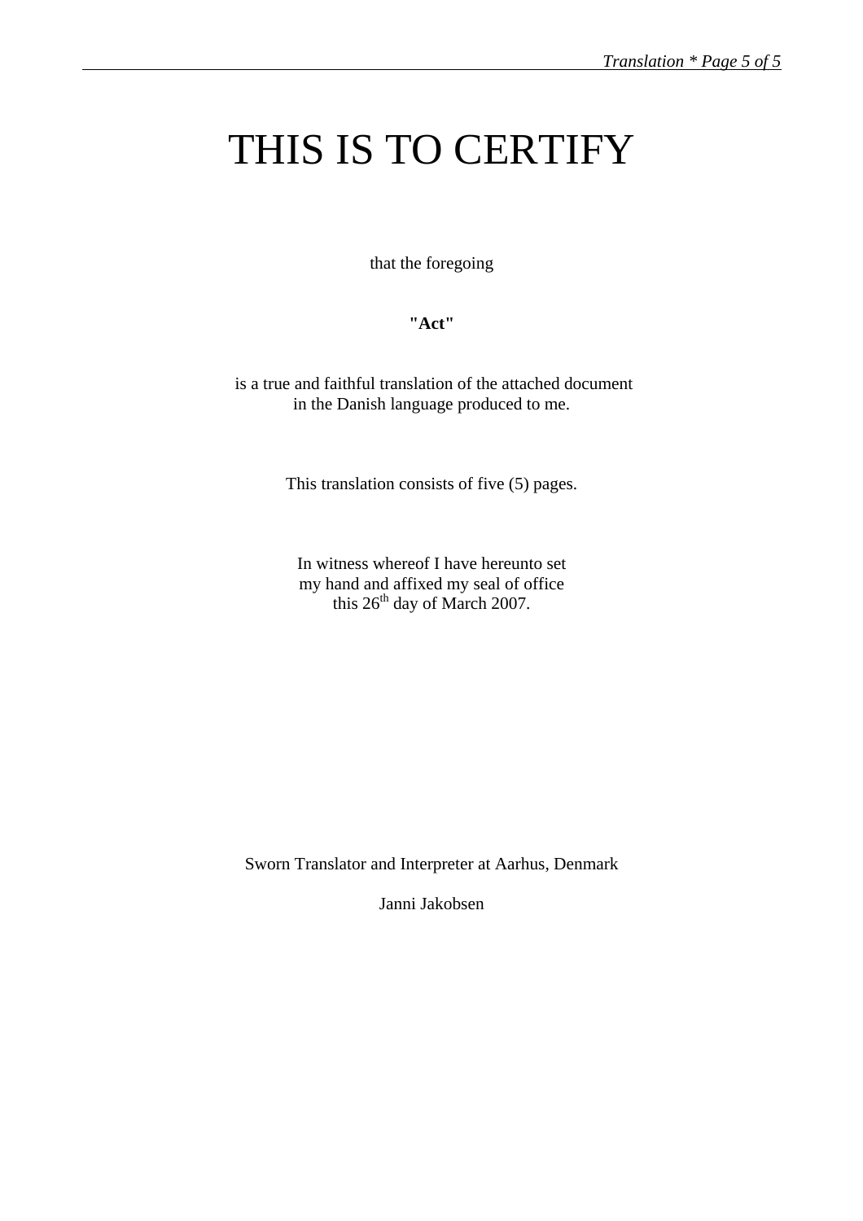# THIS IS TO CERTIFY

that the foregoing

**"Act"**

is a true and faithful translation of the attached document
in the Danish language produced to me.

This translation consists of five (5) pages.

In witness whereof I have hereunto set
my hand and affixed my seal of office
this 26th day of March 2007.

Sworn Translator and Interpreter at Aarhus, Denmark

Janni Jakobsen